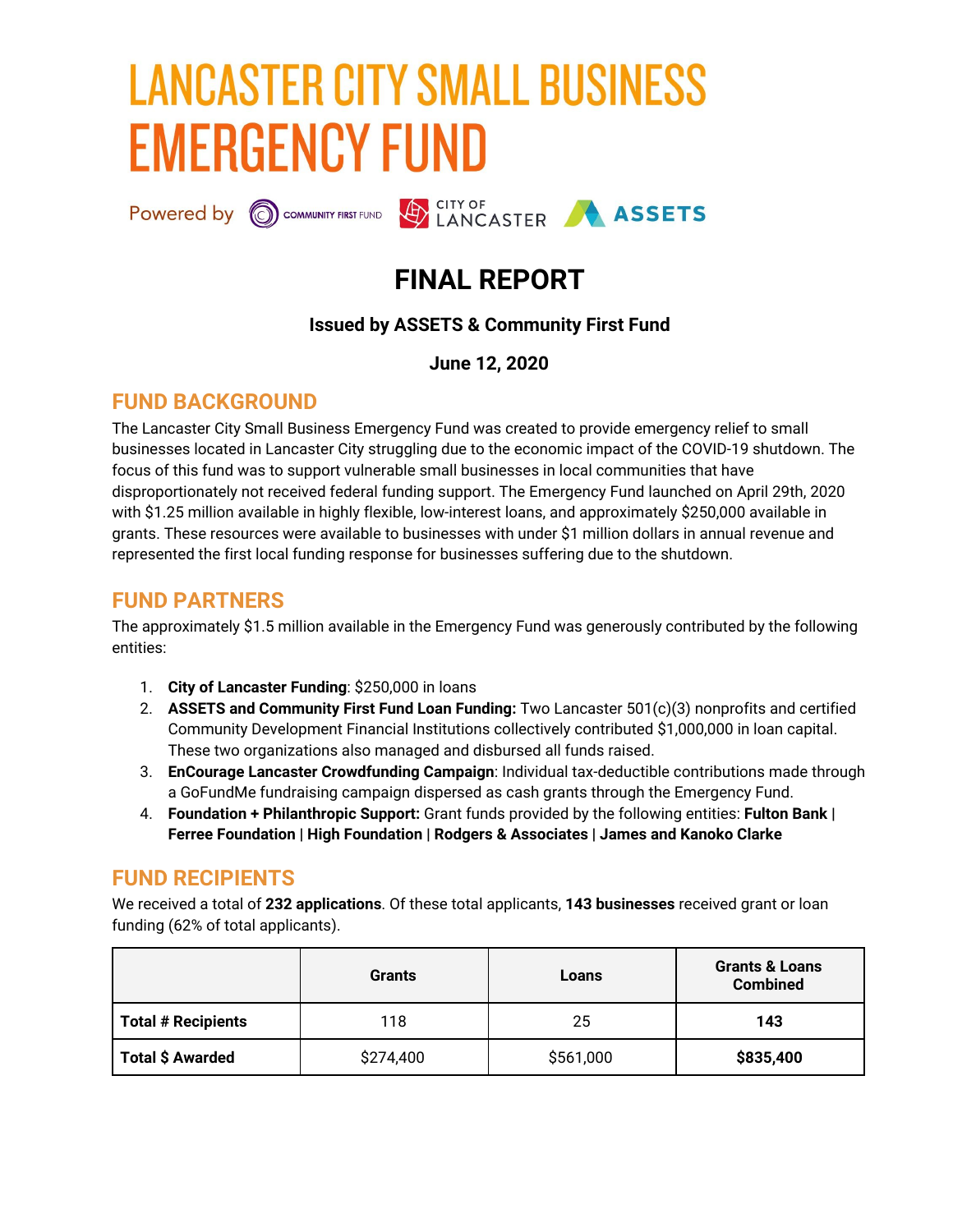# LANCASTER CITY SMALL BUSINESS EMERGENCY FUND

Powered by COMMUNITY FIRST FUND | CITY OF LANCASTER | ASSETS

## FINAL REPORT

**Issued by ASSETS & Community First Fund**

**June 12, 2020**

## FUND BACKGROUND

The Lancaster City Small Business Emergency Fund was created to provide emergency relief to small businesses located in Lancaster City struggling due to the economic impact of the COVID-19 shutdown. The focus of this fund was to support vulnerable small businesses in local communities that have disproportionately not received federal funding support. The Emergency Fund launched on April 29th, 2020 with $1.25 million available in highly flexible, low-interest loans, and approximately $250,000 available in grants. These resources were available to businesses with under $1 million dollars in annual revenue and represented the first local funding response for businesses suffering due to the shutdown.

## FUND PARTNERS

The approximately $1.5 million available in the Emergency Fund was generously contributed by the following entities:

1. **City of Lancaster Funding**: $250,000 in loans
2. **ASSETS and Community First Fund Loan Funding:** Two Lancaster 501(c)(3) nonprofits and certified Community Development Financial Institutions collectively contributed $1,000,000 in loan capital. These two organizations also managed and disbursed all funds raised.
3. **EnCourage Lancaster Crowdfunding Campaign**: Individual tax-deductible contributions made through a GoFundMe fundraising campaign dispersed as cash grants through the Emergency Fund.
4. **Foundation + Philanthropic Support:** Grant funds provided by the following entities: **Fulton Bank | Ferree Foundation | High Foundation | Rodgers & Associates | James and Kanoko Clarke**

## FUND RECIPIENTS

We received a total of **232 applications**. Of these total applicants, **143 businesses** received grant or loan funding (62% of total applicants).

| | Grants | Loans | Grants & Loans Combined |
|---|---|---|---|
| **Total # Recipients** | 118 | 25 | **143** |
| **Total $ Awarded** | $274,400 | $561,000 | **$835,400** |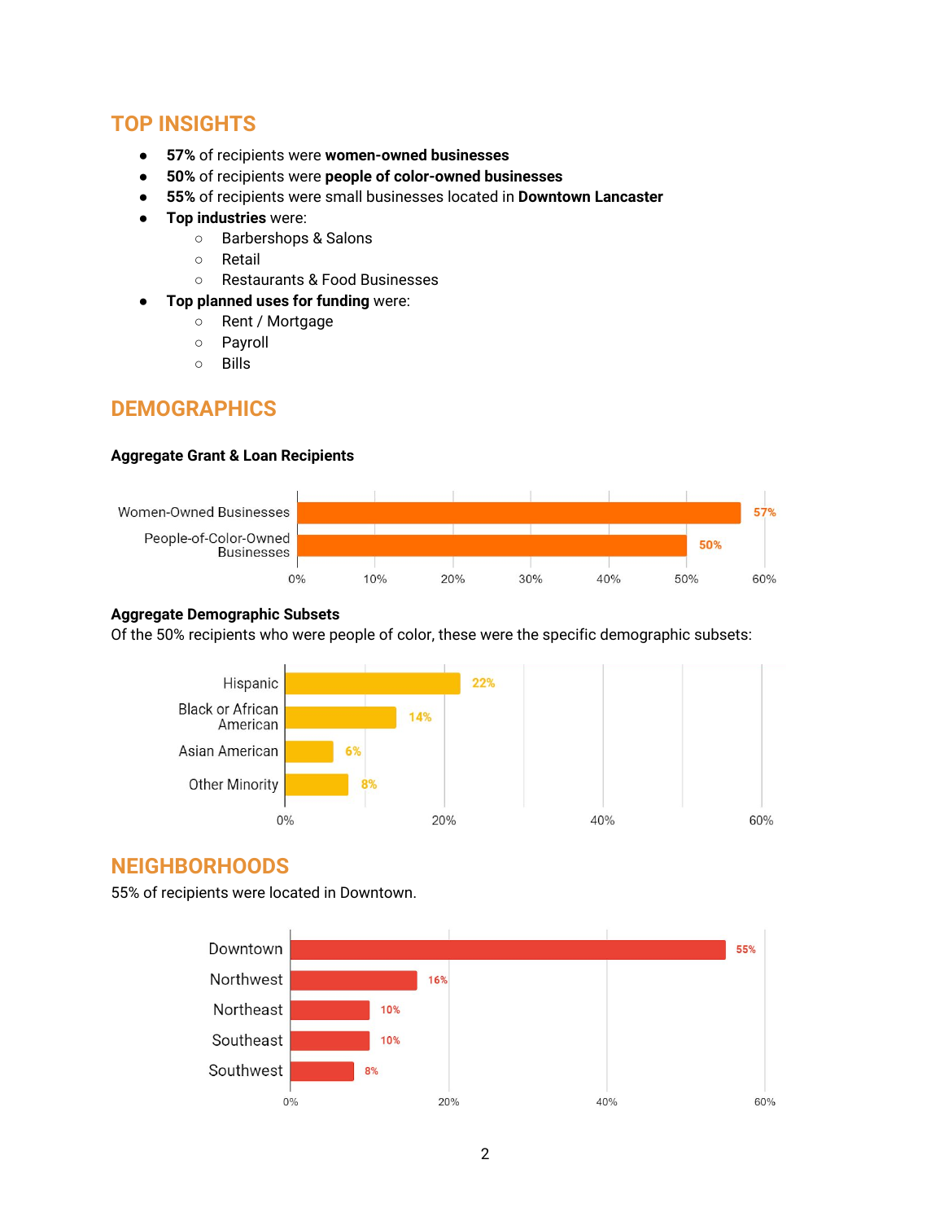## TOP INSIGHTS

- **57%** of recipients were **women-owned businesses**
- **50%** of recipients were **people of color-owned businesses**
- **55%** of recipients were small businesses located in **Downtown Lancaster**
- **Top industries** were:
    - Barbershops & Salons
    - Retail
    - Restaurants & Food Businesses
- **Top planned uses for funding** were:
    - Rent / Mortgage
    - Payroll
    - Bills

## DEMOGRAPHICS

**Aggregate Grant & Loan Recipients**

| Category | Percentage |
| --- | --- |
| Women-Owned Businesses | 57% |
| People-of-Color-Owned Businesses | 50% |

**Aggregate Demographic Subsets**

Of the 50% recipients who were people of color, these were the specific demographic subsets:

| Subset | Percentage |
| --- | --- |
| Hispanic | 22% |
| Black or African American | 14% |
| Asian American | 6% |
| Other Minority | 8% |

## NEIGHBORHOODS

55% of recipients were located in Downtown.

| Neighborhood | Percentage |
| --- | --- |
| Downtown | 55% |
| Northwest | 16% |
| Northeast | 10% |
| Southeast | 10% |
| Southwest | 8% |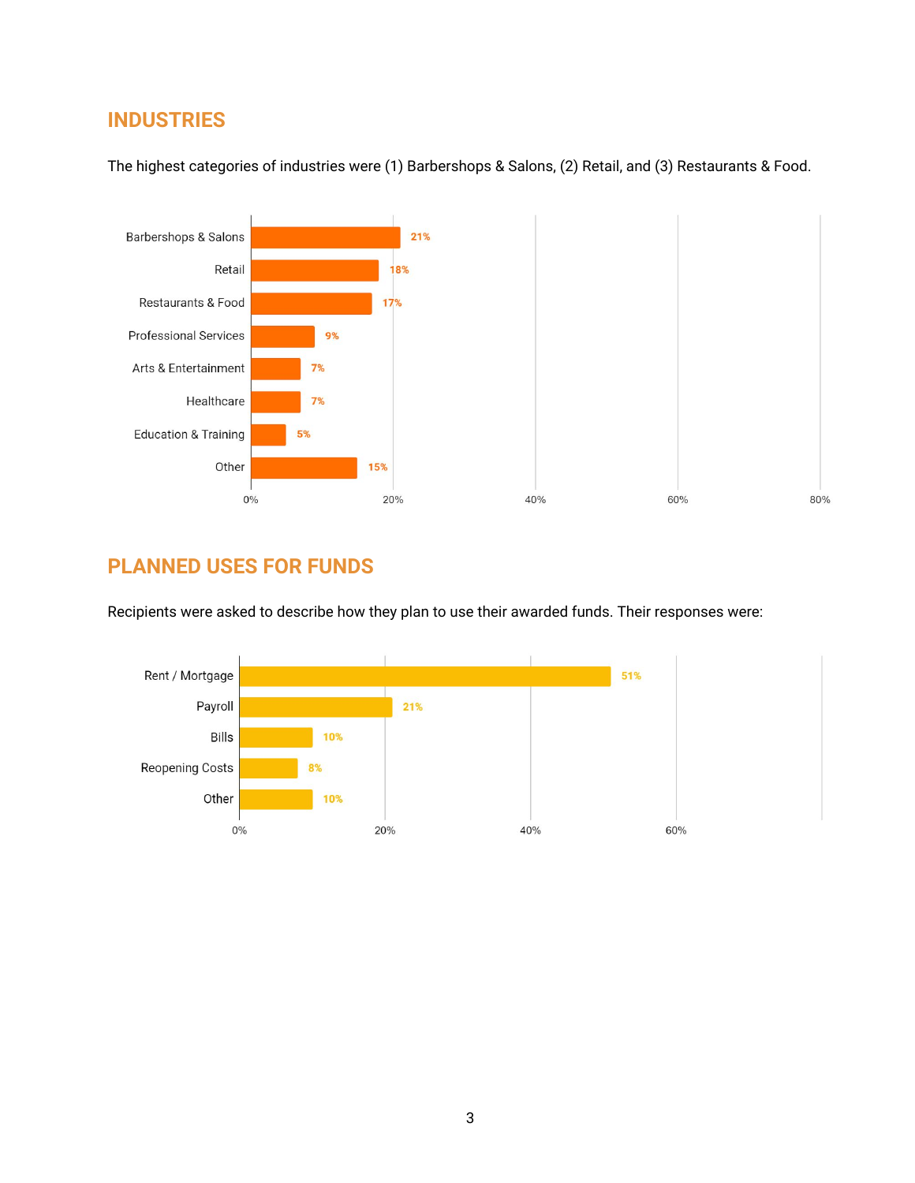## INDUSTRIES

The highest categories of industries were (1) Barbershops & Salons, (2) Retail, and (3) Restaurants & Food.

| Industry | Percentage |
| --- | --- |
| Barbershops & Salons | 21% |
| Retail | 18% |
| Restaurants & Food | 17% |
| Professional Services | 9% |
| Arts & Entertainment | 7% |
| Healthcare | 7% |
| Education & Training | 5% |
| Other | 15% |

## PLANNED USES FOR FUNDS

Recipients were asked to describe how they plan to use their awarded funds. Their responses were:

| Planned Use | Percentage |
| --- | --- |
| Rent / Mortgage | 51% |
| Payroll | 21% |
| Bills | 10% |
| Reopening Costs | 8% |
| Other | 10% |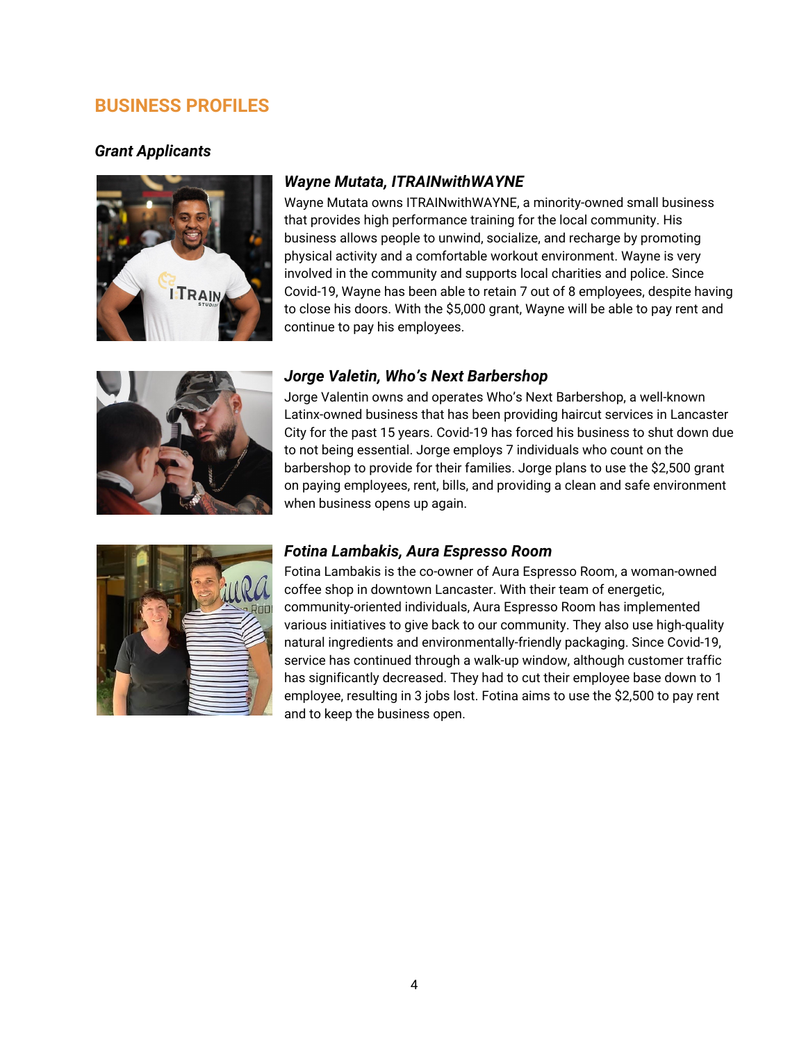## BUSINESS PROFILES

### *Grant Applicants*

#### *Wayne Mutata, ITRAINwithWAYNE*

Wayne Mutata owns ITRAINwithWAYNE, a minority-owned small business that provides high performance training for the local community. His business allows people to unwind, socialize, and recharge by promoting physical activity and a comfortable workout environment. Wayne is very involved in the community and supports local charities and police. Since Covid-19, Wayne has been able to retain 7 out of 8 employees, despite having to close his doors. With the $5,000 grant, Wayne will be able to pay rent and continue to pay his employees.

#### *Jorge Valetin, Who's Next Barbershop*

Jorge Valentin owns and operates Who's Next Barbershop, a well-known Latinx-owned business that has been providing haircut services in Lancaster City for the past 15 years. Covid-19 has forced his business to shut down due to not being essential. Jorge employs 7 individuals who count on the barbershop to provide for their families. Jorge plans to use the $2,500 grant on paying employees, rent, bills, and providing a clean and safe environment when business opens up again.

#### *Fotina Lambakis, Aura Espresso Room*

Fotina Lambakis is the co-owner of Aura Espresso Room, a woman-owned coffee shop in downtown Lancaster. With their team of energetic, community-oriented individuals, Aura Espresso Room has implemented various initiatives to give back to our community. They also use high-quality natural ingredients and environmentally-friendly packaging. Since Covid-19, service has continued through a walk-up window, although customer traffic has significantly decreased. They had to cut their employee base down to 1 employee, resulting in 3 jobs lost. Fotina aims to use the $2,500 to pay rent and to keep the business open.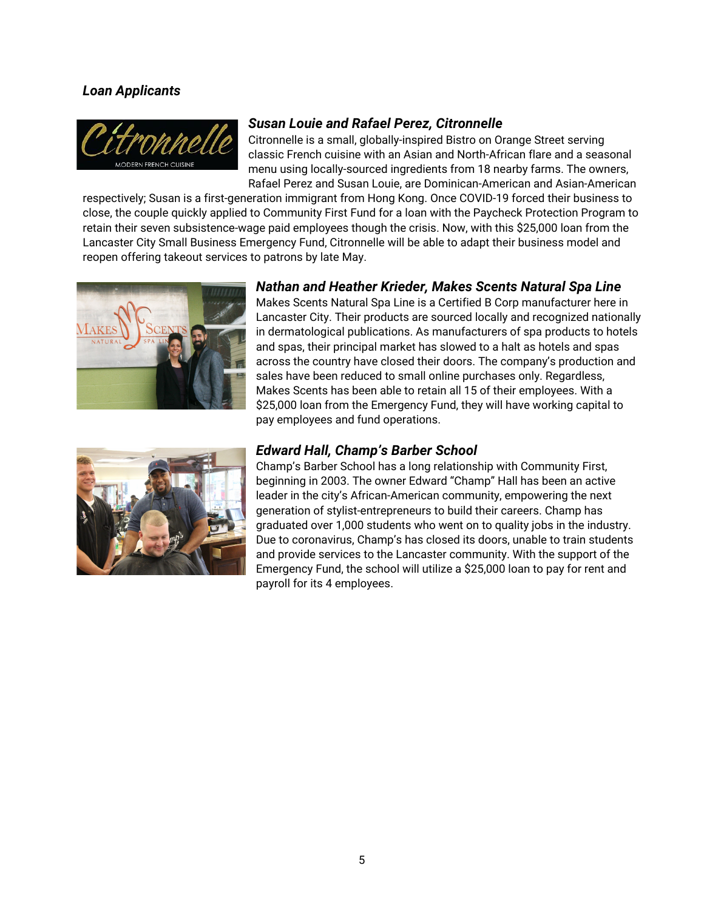### *Loan Applicants*

#### *Susan Louie and Rafael Perez, Citronnelle*

Citronnelle is a small, globally-inspired Bistro on Orange Street serving classic French cuisine with an Asian and North-African flare and a seasonal menu using locally-sourced ingredients from 18 nearby farms. The owners, Rafael Perez and Susan Louie, are Dominican-American and Asian-American respectively; Susan is a first-generation immigrant from Hong Kong. Once COVID-19 forced their business to close, the couple quickly applied to Community First Fund for a loan with the Paycheck Protection Program to retain their seven subsistence-wage paid employees though the crisis. Now, with this $25,000 loan from the Lancaster City Small Business Emergency Fund, Citronnelle will be able to adapt their business model and reopen offering takeout services to patrons by late May.

#### *Nathan and Heather Krieder, Makes Scents Natural Spa Line*

Makes Scents Natural Spa Line is a Certified B Corp manufacturer here in Lancaster City. Their products are sourced locally and recognized nationally in dermatological publications. As manufacturers of spa products to hotels and spas, their principal market has slowed to a halt as hotels and spas across the country have closed their doors. The company's production and sales have been reduced to small online purchases only. Regardless, Makes Scents has been able to retain all 15 of their employees. With a $25,000 loan from the Emergency Fund, they will have working capital to pay employees and fund operations.

#### *Edward Hall, Champ's Barber School*

Champ's Barber School has a long relationship with Community First, beginning in 2003. The owner Edward "Champ" Hall has been an active leader in the city's African-American community, empowering the next generation of stylist-entrepreneurs to build their careers. Champ has graduated over 1,000 students who went on to quality jobs in the industry. Due to coronavirus, Champ's has closed its doors, unable to train students and provide services to the Lancaster community. With the support of the Emergency Fund, the school will utilize a $25,000 loan to pay for rent and payroll for its 4 employees.